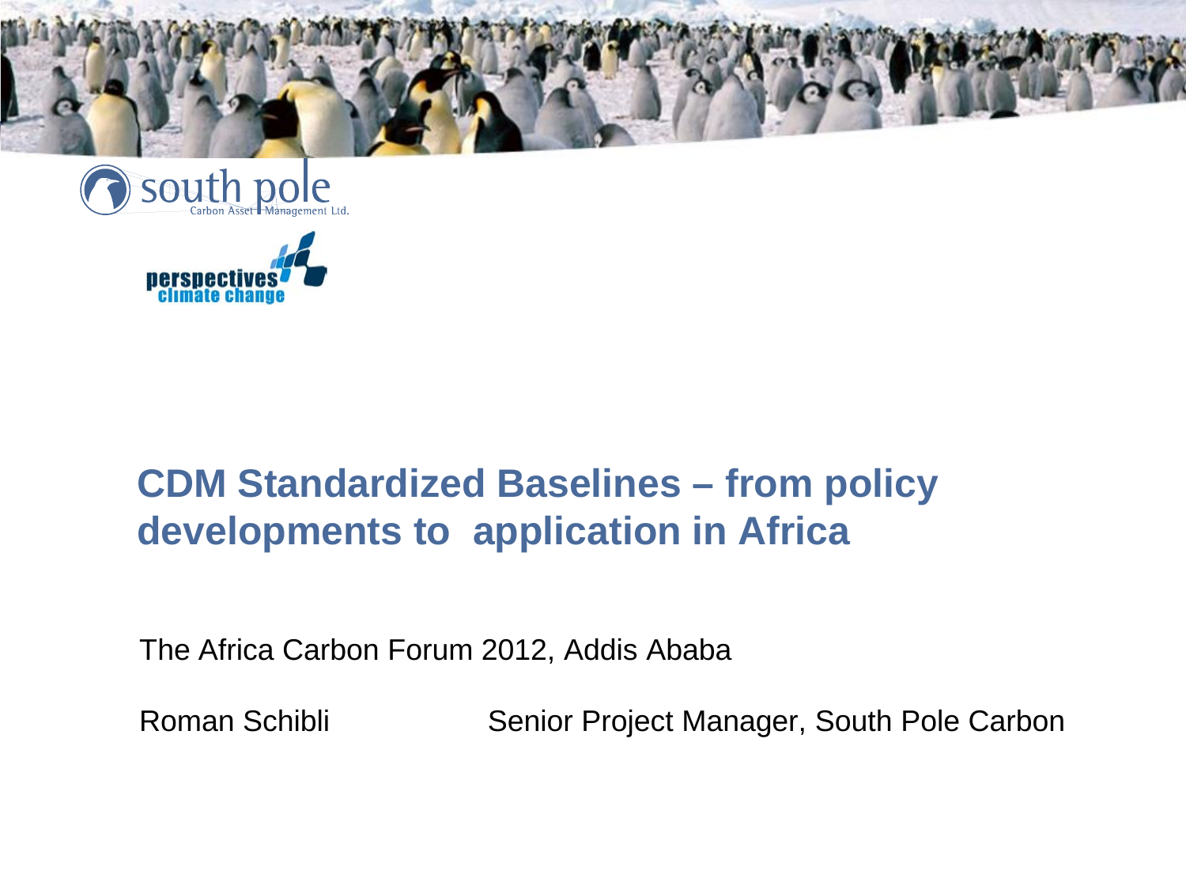south pole
Carbon Asset Management Ltd.

perspectives climate change

# CDM Standardized Baselines – from policy developments to application in Africa

The Africa Carbon Forum 2012, Addis Ababa

Roman Schibli — Senior Project Manager, South Pole Carbon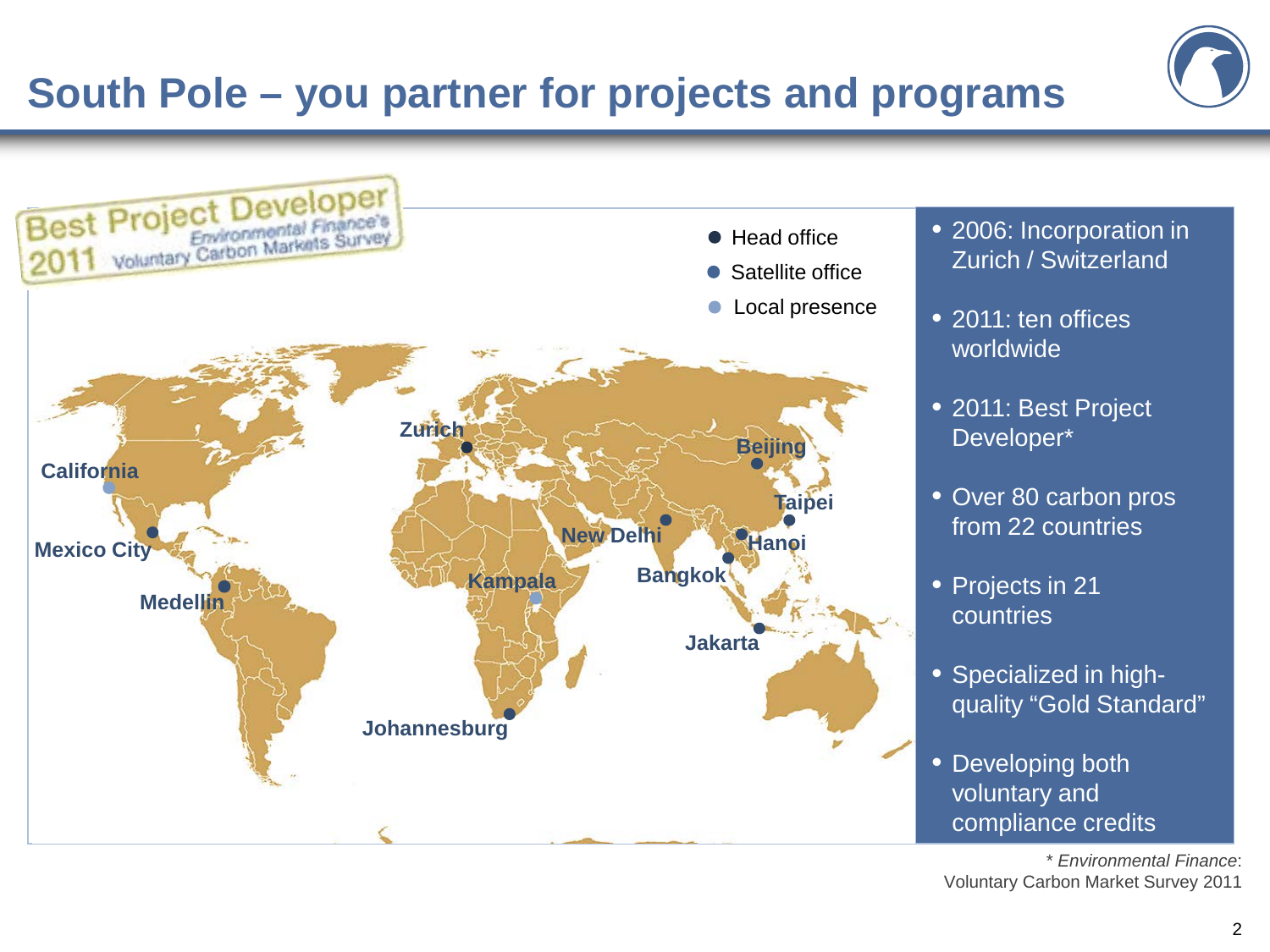# South Pole – you partner for projects and programs

Best Project Developer
2011 Environmental Finance's Voluntary Carbon Markets Survey

- Head office
- Satellite office
- Local presence

Zurich, California, Mexico City, Medellin, Kampala, Johannesburg, New Delhi, Beijing, Taipei, Hanoi, Bangkok, Jakarta

- 2006: Incorporation in Zurich / Switzerland
- 2011: ten offices worldwide
- 2011: Best Project Developer*
- Over 80 carbon pros from 22 countries
- Projects in 21 countries
- Specialized in high-quality "Gold Standard"
- Developing both voluntary and compliance credits

\* *Environmental Finance*: Voluntary Carbon Market Survey 2011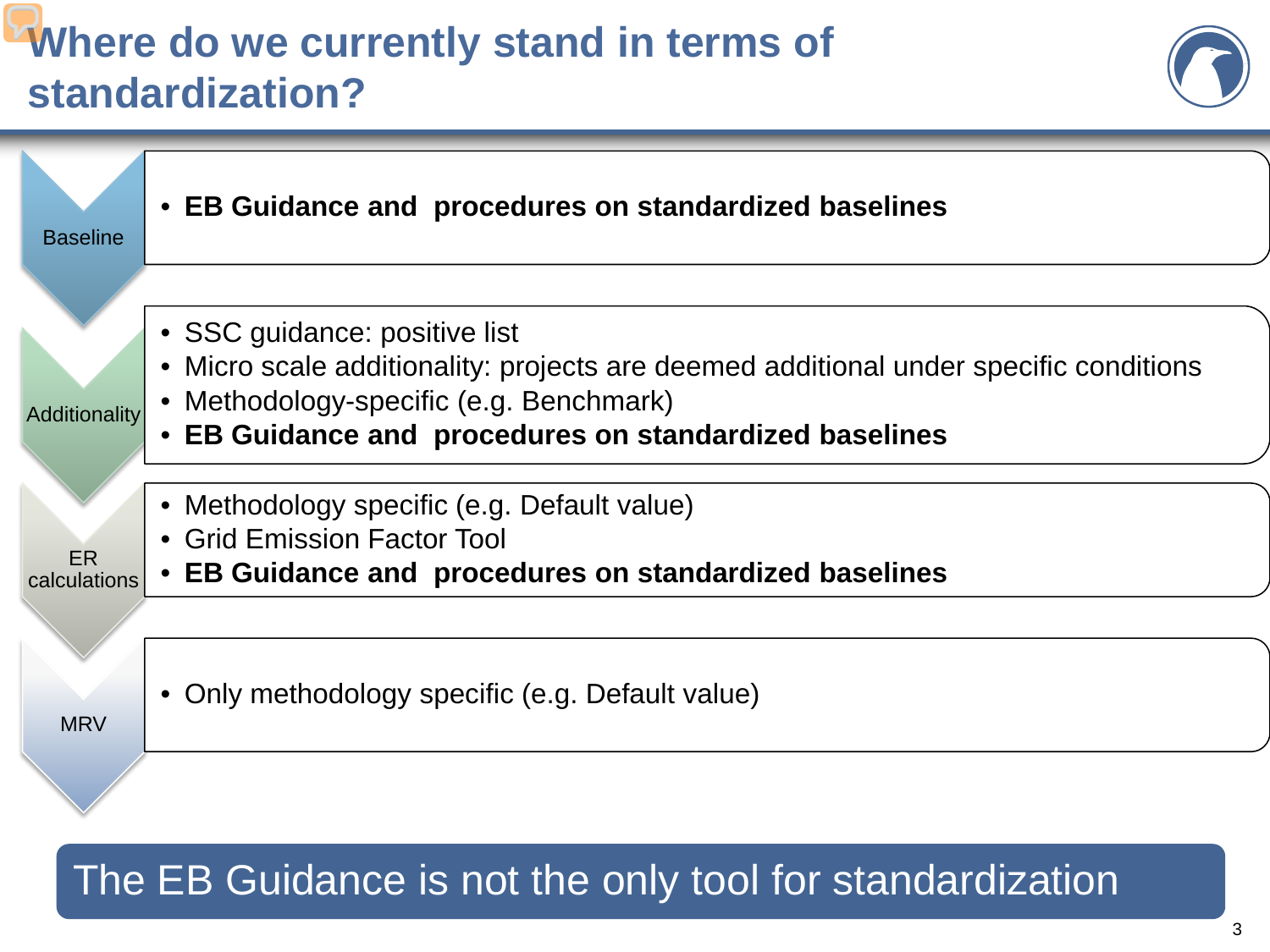# Where do we currently stand in terms of standardization?

## Baseline

- **EB Guidance and procedures on standardized baselines**

## Additionality

- SSC guidance: positive list
- Micro scale additionality: projects are deemed additional under specific conditions
- Methodology-specific (e.g. Benchmark)
- **EB Guidance and procedures on standardized baselines**

## ER calculations

- Methodology specific (e.g. Default value)
- Grid Emission Factor Tool
- **EB Guidance and procedures on standardized baselines**

## MRV

- Only methodology specific (e.g. Default value)

The EB Guidance is not the only tool for standardization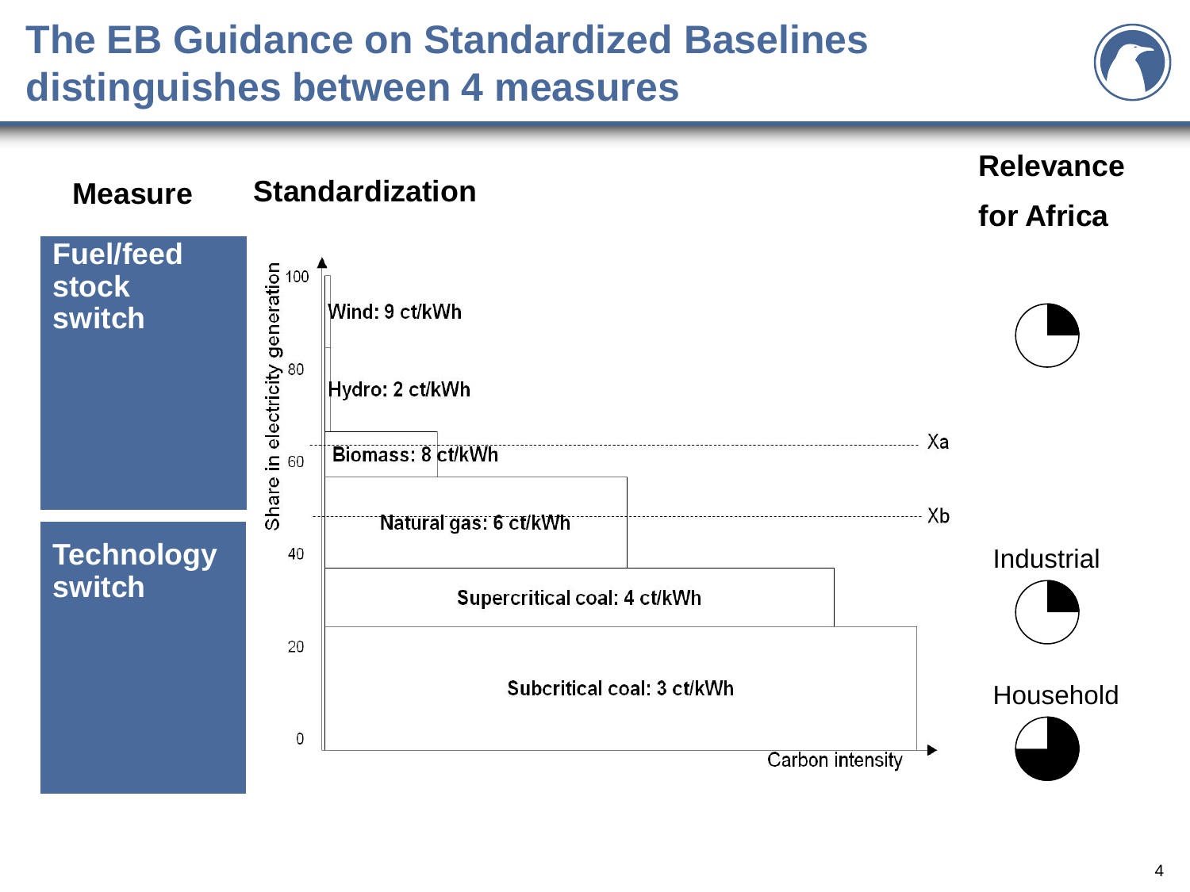# The EB Guidance on Standardized Baselines distinguishes between 4 measures

| Measure | Standardization | Relevance for Africa |
|---|---|---|
| Fuel/feed stock switch | | |
| Technology switch | | Industrial |
| | | Household |

Share in electricity generation

100

80

60

40

20

0

Wind: 9 ct/kWh

Hydro: 2 ct/kWh

Biomass: 8 ct/kWh

Natural gas: 6 ct/kWh

Supercritical coal: 4 ct/kWh

Subcritical coal: 3 ct/kWh

Xa

Xb

Carbon intensity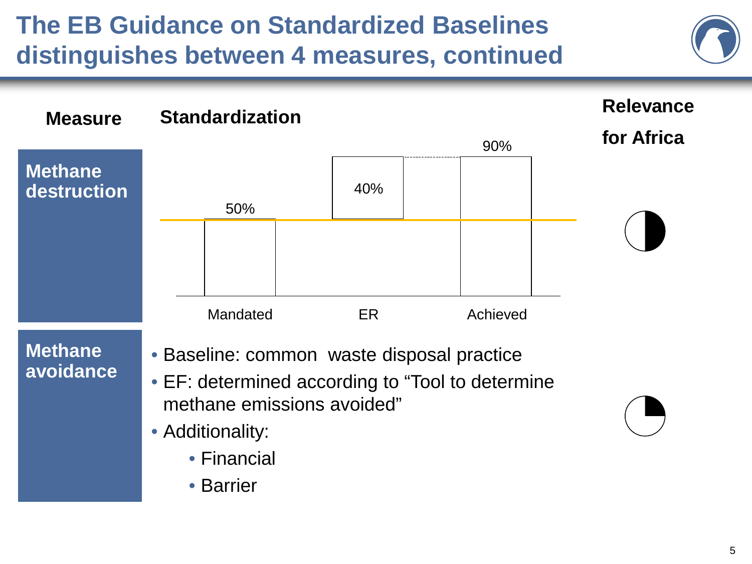# The EB Guidance on Standardized Baselines distinguishes between 4 measures, continued

| Measure | Standardization | Relevance for Africa |
|---|---|---|
| **Methane destruction** | Mandated: 50%; ER: 40%; Achieved: 90% | ◑ |
| **Methane avoidance** | • Baseline: common waste disposal practice<br>• EF: determined according to "Tool to determine methane emissions avoided"<br>• Additionality:<br>  • Financial<br>  • Barrier | ◔ |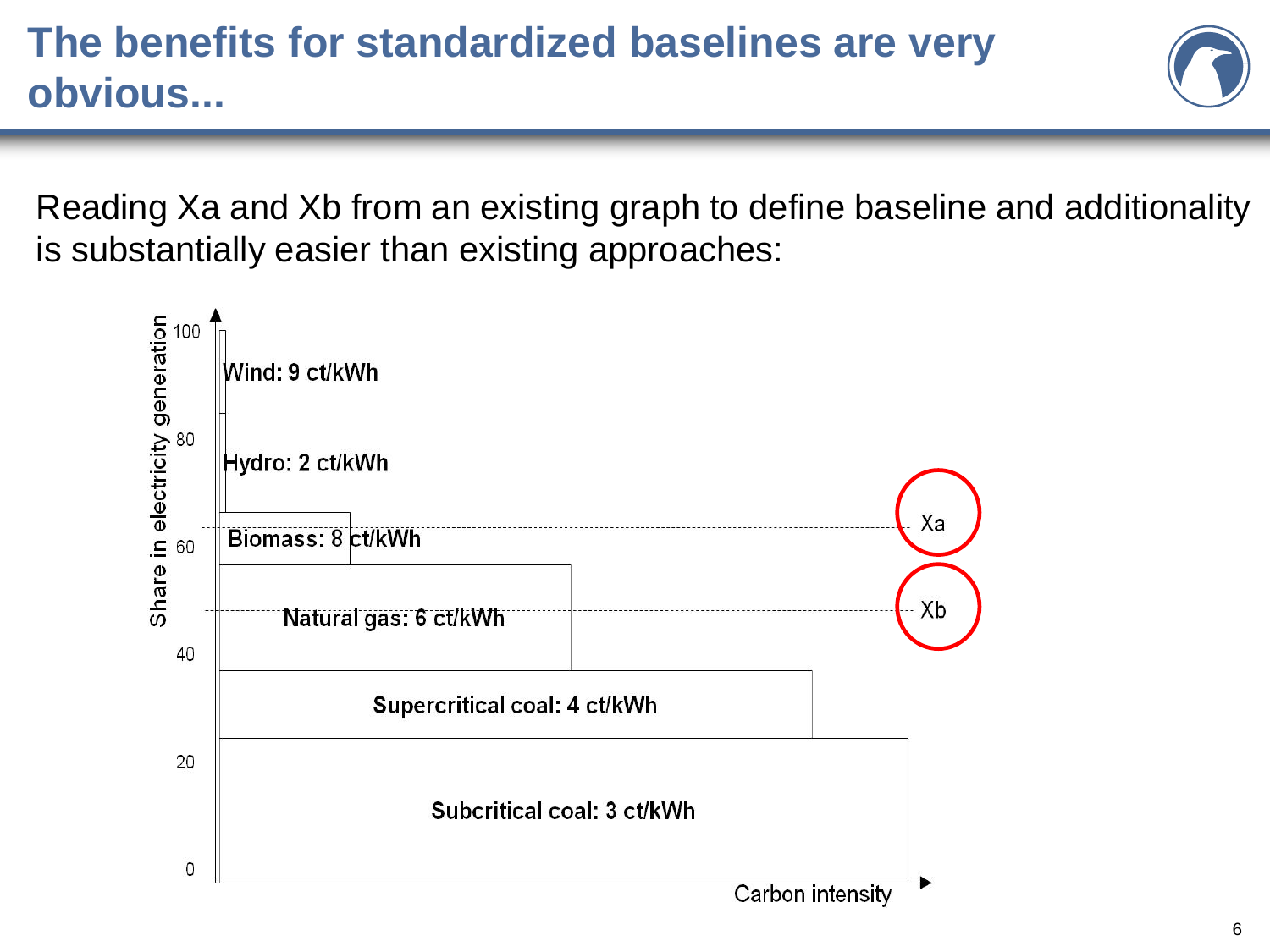# The benefits for standardized baselines are very obvious...

Reading Xa and Xb from an existing graph to define baseline and additionality is substantially easier than existing approaches:

Share in electricity generation

100

80

60

40

20

0

Wind: 9 ct/kWh

Hydro: 2 ct/kWh

Biomass: 8 ct/kWh

Natural gas: 6 ct/kWh

Supercritical coal: 4 ct/kWh

Subcritical coal: 3 ct/kWh

Xa

Xb

Carbon intensity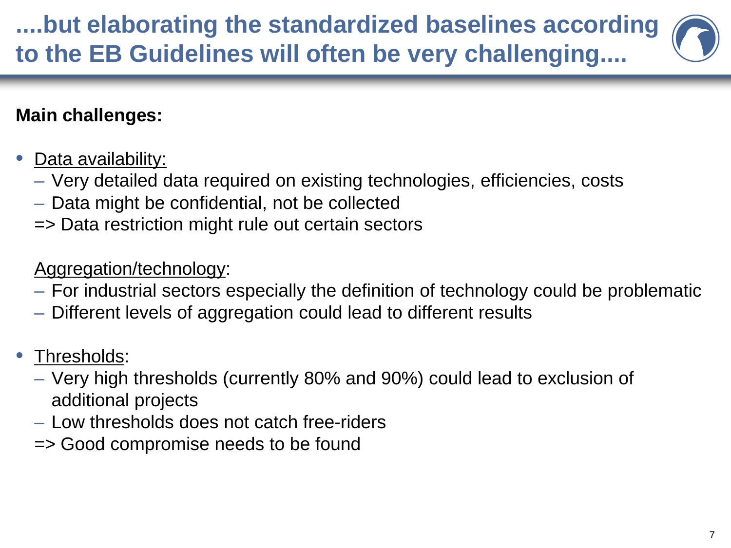# ....but elaborating the standardized baselines according to the EB Guidelines will often be very challenging....

**Main challenges:**

- Data availability:
  - Very detailed data required on existing technologies, efficiencies, costs
  - Data might be confidential, not be collected

  => Data restriction might rule out certain sectors

  Aggregation/technology:
  - For industrial sectors especially the definition of technology could be problematic
  - Different levels of aggregation could lead to different results

- Thresholds:
  - Very high thresholds (currently 80% and 90%) could lead to exclusion of additional projects
  - Low thresholds does not catch free-riders

  => Good compromise needs to be found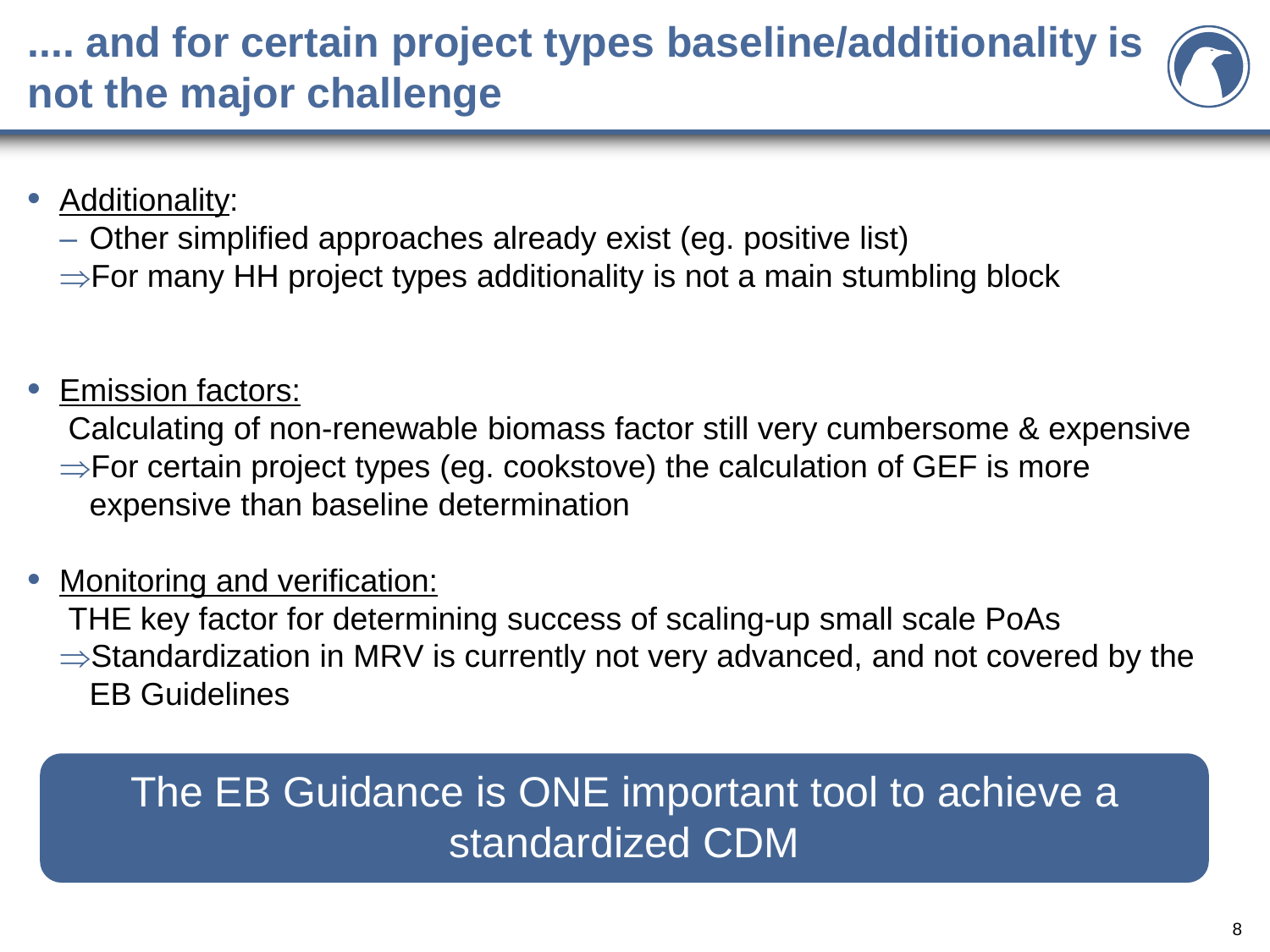# .... and for certain project types baseline/additionality is not the major challenge

- Additionality:
  - Other simplified approaches already exist (eg. positive list)
  
  ⇒For many HH project types additionality is not a main stumbling block

- Emission factors:

  Calculating of non-renewable biomass factor still very cumbersome & expensive
  
  ⇒For certain project types (eg. cookstove) the calculation of GEF is more expensive than baseline determination

- Monitoring and verification:

  THE key factor for determining success of scaling-up small scale PoAs
  
  ⇒Standardization in MRV is currently not very advanced, and not covered by the EB Guidelines

**The EB Guidance is ONE important tool to achieve a standardized CDM**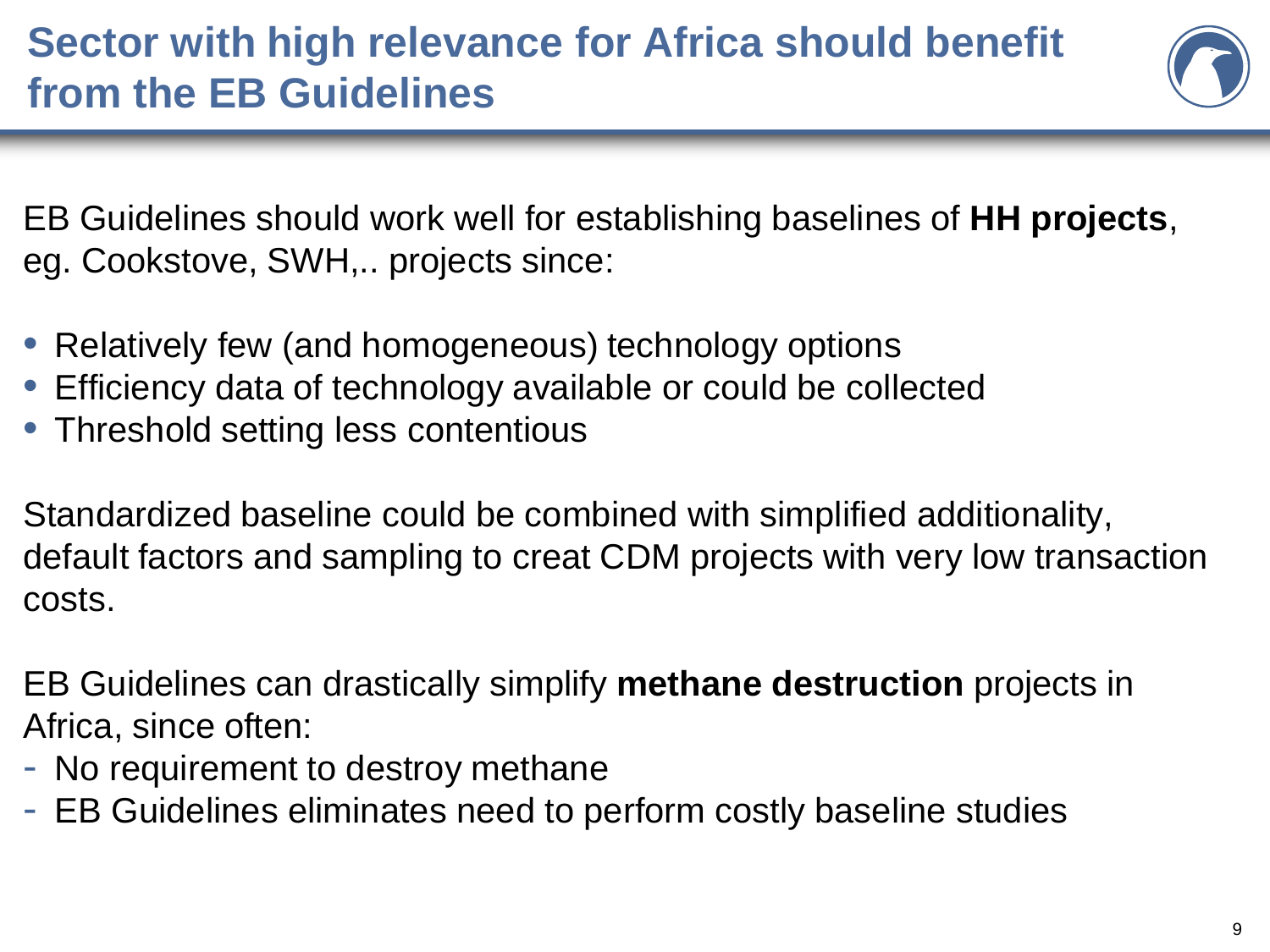# Sector with high relevance for Africa should benefit from the EB Guidelines

EB Guidelines should work well for establishing baselines of **HH projects**, eg. Cookstove, SWH,.. projects since:

- Relatively few (and homogeneous) technology options
- Efficiency data of technology available or could be collected
- Threshold setting less contentious

Standardized baseline could be combined with simplified additionality, default factors and sampling to creat CDM projects with very low transaction costs.

EB Guidelines can drastically simplify **methane destruction** projects in Africa, since often:

- No requirement to destroy methane
- EB Guidelines eliminates need to perform costly baseline studies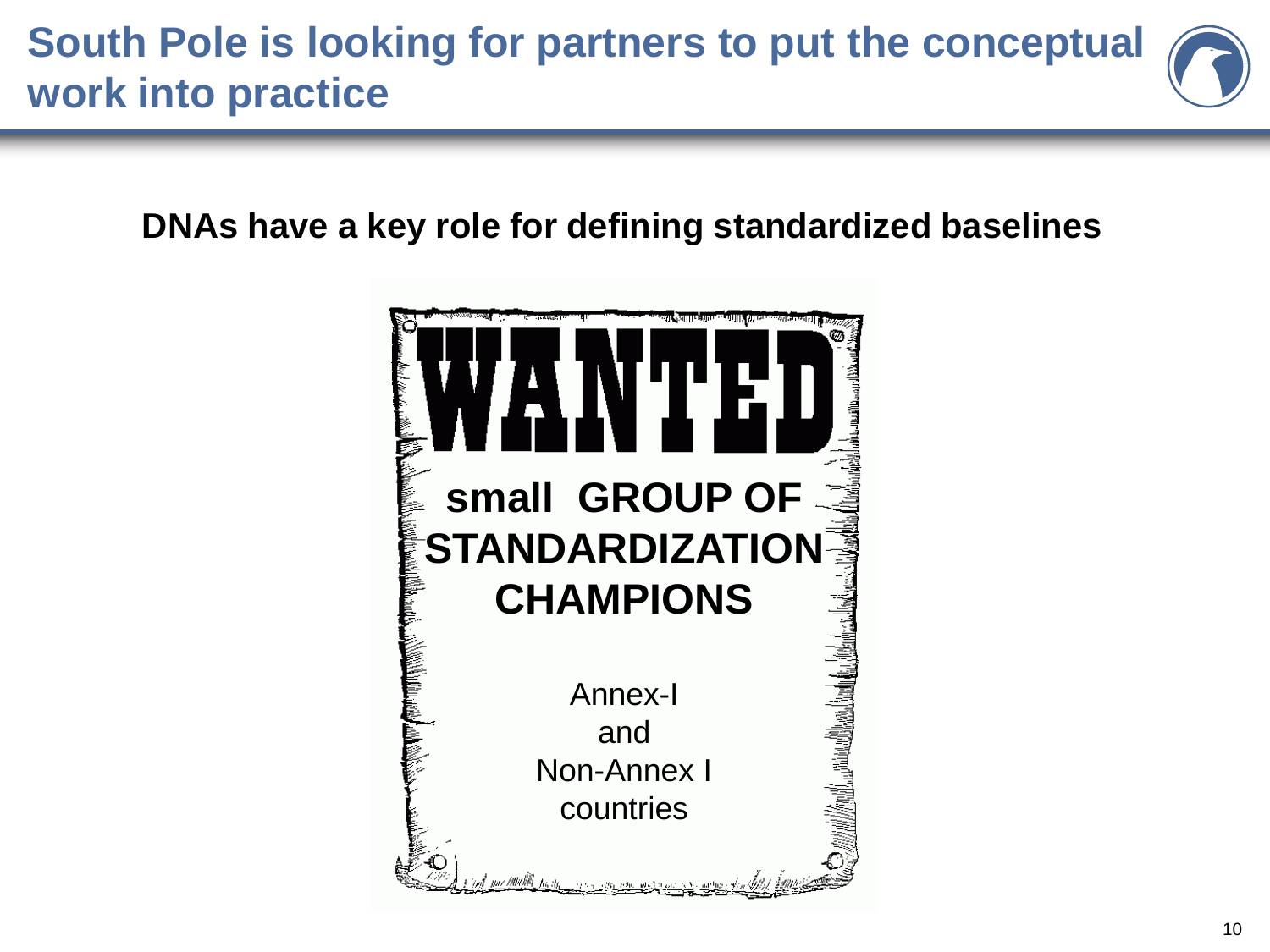# South Pole is looking for partners to put the conceptual work into practice

**DNAs have a key role for defining standardized baselines**

**WANTED**

**small GROUP OF STANDARDIZATION CHAMPIONS**

Annex-I
and
Non-Annex I
countries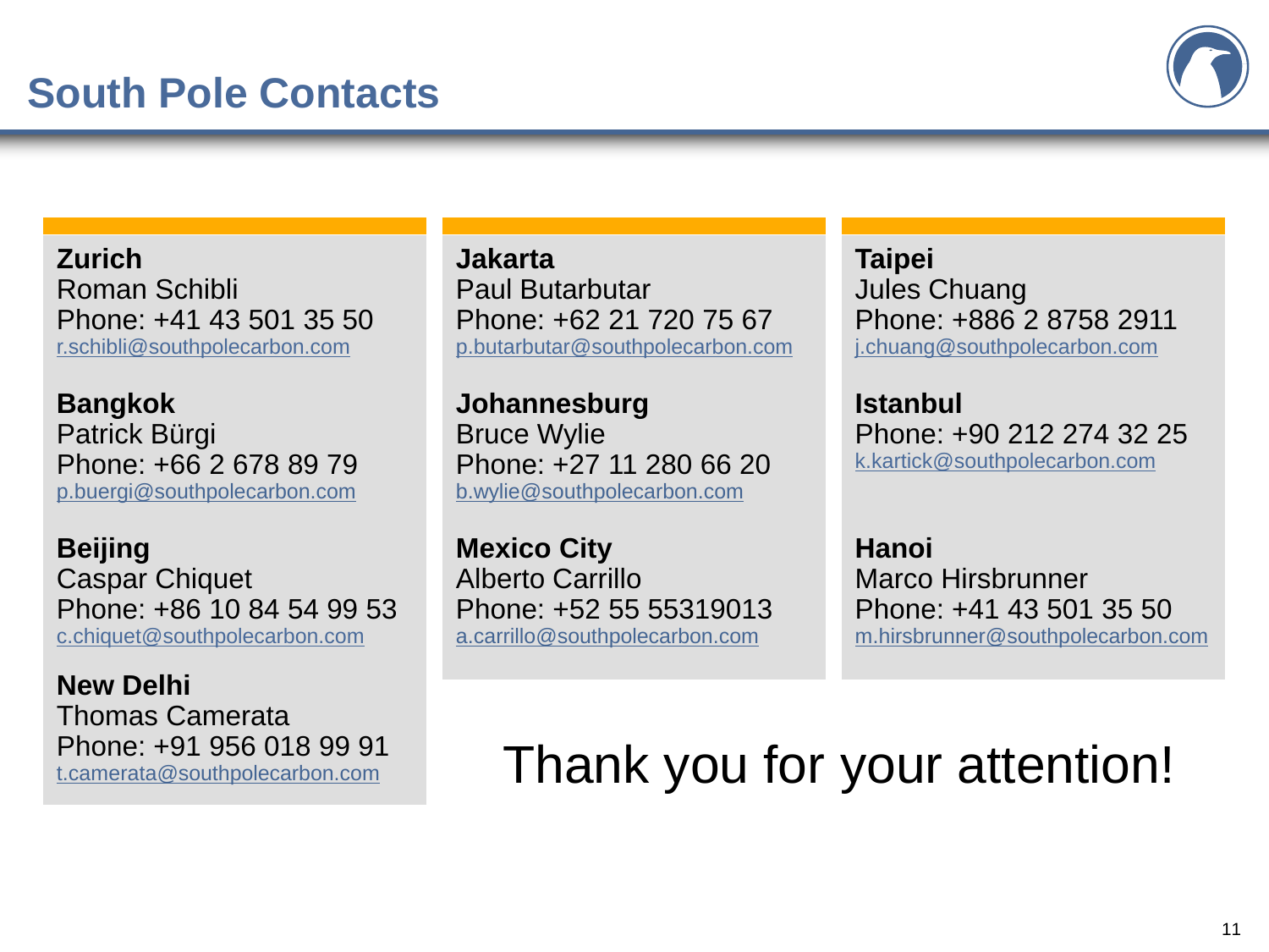# South Pole Contacts

**Zurich**
Roman Schibli
Phone: +41 43 501 35 50
r.schibli@southpolecarbon.com

**Bangkok**
Patrick Bürgi
Phone: +66 2 678 89 79
p.buergi@southpolecarbon.com

**Beijing**
Caspar Chiquet
Phone: +86 10 84 54 99 53
c.chiquet@southpolecarbon.com

**New Delhi**
Thomas Camerata
Phone: +91 956 018 99 91
t.camerata@southpolecarbon.com

**Jakarta**
Paul Butarbutar
Phone: +62 21 720 75 67
p.butarbutar@southpolecarbon.com

**Johannesburg**
Bruce Wylie
Phone: +27 11 280 66 20
b.wylie@southpolecarbon.com

**Mexico City**
Alberto Carrillo
Phone: +52 55 55319013
a.carrillo@southpolecarbon.com

**Taipei**
Jules Chuang
Phone: +886 2 8758 2911
j.chuang@southpolecarbon.com

**Istanbul**
Phone: +90 212 274 32 25
k.kartick@southpolecarbon.com

**Hanoi**
Marco Hirsbrunner
Phone: +41 43 501 35 50
m.hirsbrunner@southpolecarbon.com

Thank you for your attention!